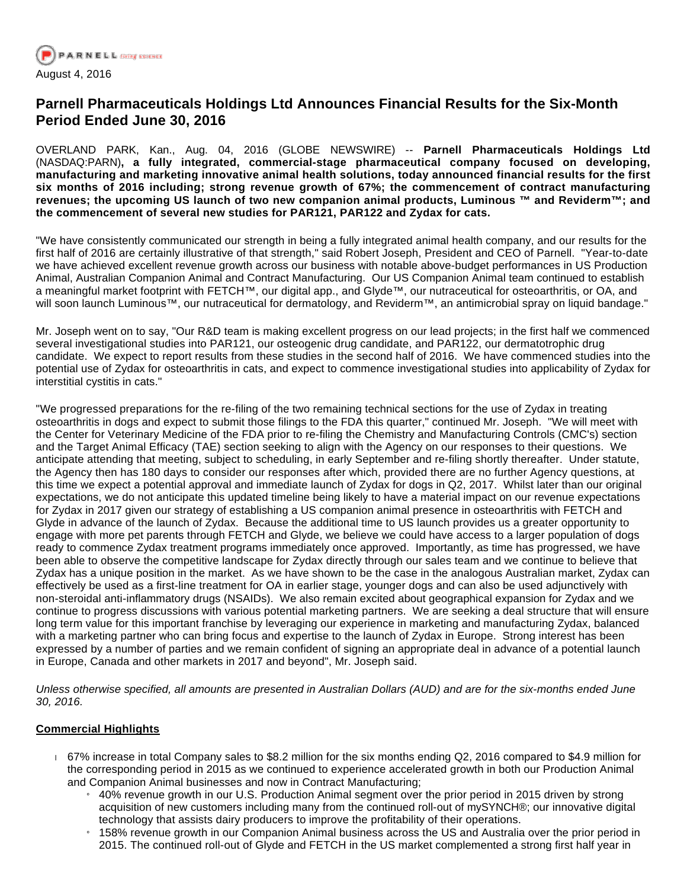PARNELL

August 4, 2016

# Parnell Pharmaceuticals Holdings Ltd Announces Financial Results for the Six-Month Period Ended June 30, 2016

OVERLAND PARK, Kan., Aug. 04, 2016 (GLOBE NEWSWIRE) -- **Parnell Pharmaceuticals Holdings Ltd** (NASDAQ:PARN)**, a fully integrated, commercial-stage pharmaceutical company focused on developing, manufacturing and marketing innovative animal health solutions, today announced financial results for the first six months of 2016 including; strong revenue growth of 67%; the commencement of contract manufacturing revenues; the upcoming US launch of two new companion animal products, Luminous ™ and Reviderm™; and the commencement of several new studies for PAR121, PAR122 and Zydax for cats.**

"We have consistently communicated our strength in being a fully integrated animal health company, and our results for the first half of 2016 are certainly illustrative of that strength," said Robert Joseph, President and CEO of Parnell. "Year-to-date we have achieved excellent revenue growth across our business with notable above-budget performances in US Production Animal, Australian Companion Animal and Contract Manufacturing. Our US Companion Animal team continued to establish a meaningful market footprint with FETCH™, our digital app., and Glyde™, our nutraceutical for osteoarthritis, or OA, and will soon launch Luminous™, our nutraceutical for dermatology, and Reviderm™, an antimicrobial spray on liquid bandage."

Mr. Joseph went on to say, "Our R&D team is making excellent progress on our lead projects; in the first half we commenced several investigational studies into PAR121, our osteogenic drug candidate, and PAR122, our dermatotrophic drug candidate. We expect to report results from these studies in the second half of 2016. We have commenced studies into the potential use of Zydax for osteoarthritis in cats, and expect to commence investigational studies into applicability of Zydax for interstitial cystitis in cats."

"We progressed preparations for the re-filing of the two remaining technical sections for the use of Zydax in treating osteoarthritis in dogs and expect to submit those filings to the FDA this quarter," continued Mr. Joseph. "We will meet with the Center for Veterinary Medicine of the FDA prior to re-filing the Chemistry and Manufacturing Controls (CMC's) section and the Target Animal Efficacy (TAE) section seeking to align with the Agency on our responses to their questions. We anticipate attending that meeting, subject to scheduling, in early September and re-filing shortly thereafter. Under statute, the Agency then has 180 days to consider our responses after which, provided there are no further Agency questions, at this time we expect a potential approval and immediate launch of Zydax for dogs in Q2, 2017. Whilst later than our original expectations, we do not anticipate this updated timeline being likely to have a material impact on our revenue expectations for Zydax in 2017 given our strategy of establishing a US companion animal presence in osteoarthritis with FETCH and Glyde in advance of the launch of Zydax. Because the additional time to US launch provides us a greater opportunity to engage with more pet parents through FETCH and Glyde, we believe we could have access to a larger population of dogs ready to commence Zydax treatment programs immediately once approved. Importantly, as time has progressed, we have been able to observe the competitive landscape for Zydax directly through our sales team and we continue to believe that Zydax has a unique position in the market. As we have shown to be the case in the analogous Australian market, Zydax can effectively be used as a first-line treatment for OA in earlier stage, younger dogs and can also be used adjunctively with non-steroidal anti-inflammatory drugs (NSAIDs). We also remain excited about geographical expansion for Zydax and we continue to progress discussions with various potential marketing partners. We are seeking a deal structure that will ensure long term value for this important franchise by leveraging our experience in marketing and manufacturing Zydax, balanced with a marketing partner who can bring focus and expertise to the launch of Zydax in Europe. Strong interest has been expressed by a number of parties and we remain confident of signing an appropriate deal in advance of a potential launch in Europe, Canada and other markets in 2017 and beyond", Mr. Joseph said.

*Unless otherwise specified, all amounts are presented in Australian Dollars (AUD) and are for the six-months ended June 30, 2016.*

**Commercial Highlights**

- 67% increase in total Company sales to $8.2 million for the six months ending Q2, 2016 compared to $4.9 million for the corresponding period in 2015 as we continued to experience accelerated growth in both our Production Animal and Companion Animal businesses and now in Contract Manufacturing;
  - 40% revenue growth in our U.S. Production Animal segment over the prior period in 2015 driven by strong acquisition of new customers including many from the continued roll-out of mySYNCH®; our innovative digital technology that assists dairy producers to improve the profitability of their operations.
  - 158% revenue growth in our Companion Animal business across the US and Australia over the prior period in 2015. The continued roll-out of Glyde and FETCH in the US market complemented a strong first half year in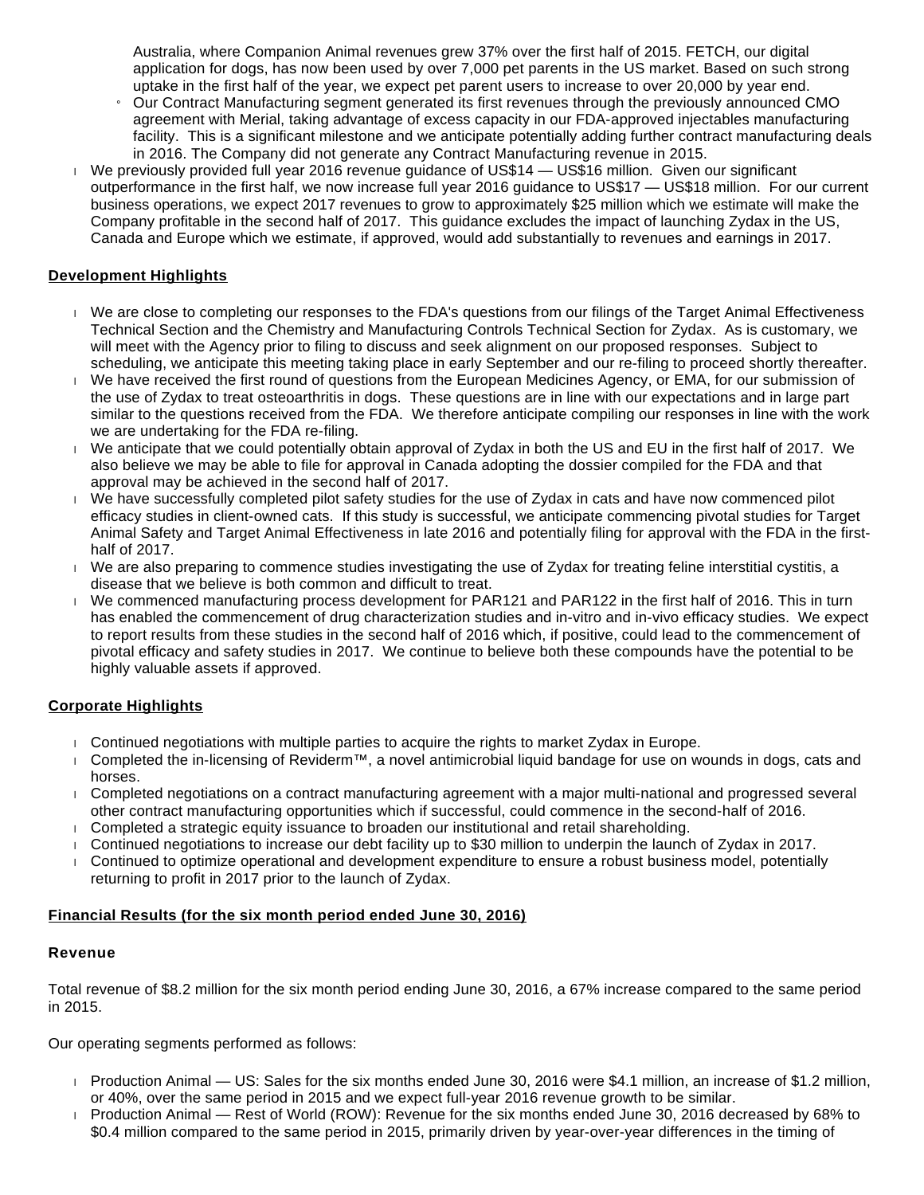Australia, where Companion Animal revenues grew 37% over the first half of 2015. FETCH, our digital application for dogs, has now been used by over 7,000 pet parents in the US market. Based on such strong uptake in the first half of the year, we expect pet parent users to increase to over 20,000 by year end.
    - Our Contract Manufacturing segment generated its first revenues through the previously announced CMO agreement with Merial, taking advantage of excess capacity in our FDA-approved injectables manufacturing facility. This is a significant milestone and we anticipate potentially adding further contract manufacturing deals in 2016. The Company did not generate any Contract Manufacturing revenue in 2015.
- We previously provided full year 2016 revenue guidance of US$14 — US$16 million. Given our significant outperformance in the first half, we now increase full year 2016 guidance to US$17 — US$18 million. For our current business operations, we expect 2017 revenues to grow to approximately $25 million which we estimate will make the Company profitable in the second half of 2017. This guidance excludes the impact of launching Zydax in the US, Canada and Europe which we estimate, if approved, would add substantially to revenues and earnings in 2017.

**Development Highlights**

- We are close to completing our responses to the FDA's questions from our filings of the Target Animal Effectiveness Technical Section and the Chemistry and Manufacturing Controls Technical Section for Zydax. As is customary, we will meet with the Agency prior to filing to discuss and seek alignment on our proposed responses. Subject to scheduling, we anticipate this meeting taking place in early September and our re-filing to proceed shortly thereafter.
- We have received the first round of questions from the European Medicines Agency, or EMA, for our submission of the use of Zydax to treat osteoarthritis in dogs. These questions are in line with our expectations and in large part similar to the questions received from the FDA. We therefore anticipate compiling our responses in line with the work we are undertaking for the FDA re-filing.
- We anticipate that we could potentially obtain approval of Zydax in both the US and EU in the first half of 2017. We also believe we may be able to file for approval in Canada adopting the dossier compiled for the FDA and that approval may be achieved in the second half of 2017.
- We have successfully completed pilot safety studies for the use of Zydax in cats and have now commenced pilot efficacy studies in client-owned cats. If this study is successful, we anticipate commencing pivotal studies for Target Animal Safety and Target Animal Effectiveness in late 2016 and potentially filing for approval with the FDA in the first-half of 2017.
- We are also preparing to commence studies investigating the use of Zydax for treating feline interstitial cystitis, a disease that we believe is both common and difficult to treat.
- We commenced manufacturing process development for PAR121 and PAR122 in the first half of 2016. This in turn has enabled the commencement of drug characterization studies and in-vitro and in-vivo efficacy studies. We expect to report results from these studies in the second half of 2016 which, if positive, could lead to the commencement of pivotal efficacy and safety studies in 2017. We continue to believe both these compounds have the potential to be highly valuable assets if approved.

**Corporate Highlights**

- Continued negotiations with multiple parties to acquire the rights to market Zydax in Europe.
- Completed the in-licensing of Reviderm™, a novel antimicrobial liquid bandage for use on wounds in dogs, cats and horses.
- Completed negotiations on a contract manufacturing agreement with a major multi-national and progressed several other contract manufacturing opportunities which if successful, could commence in the second-half of 2016.
- Completed a strategic equity issuance to broaden our institutional and retail shareholding.
- Continued negotiations to increase our debt facility up to $30 million to underpin the launch of Zydax in 2017.
- Continued to optimize operational and development expenditure to ensure a robust business model, potentially returning to profit in 2017 prior to the launch of Zydax.

**Financial Results (for the six month period ended June 30, 2016)**

**Revenue**

Total revenue of $8.2 million for the six month period ending June 30, 2016, a 67% increase compared to the same period in 2015.

Our operating segments performed as follows:

- Production Animal — US: Sales for the six months ended June 30, 2016 were $4.1 million, an increase of $1.2 million, or 40%, over the same period in 2015 and we expect full-year 2016 revenue growth to be similar.
- Production Animal — Rest of World (ROW): Revenue for the six months ended June 30, 2016 decreased by 68% to $0.4 million compared to the same period in 2015, primarily driven by year-over-year differences in the timing of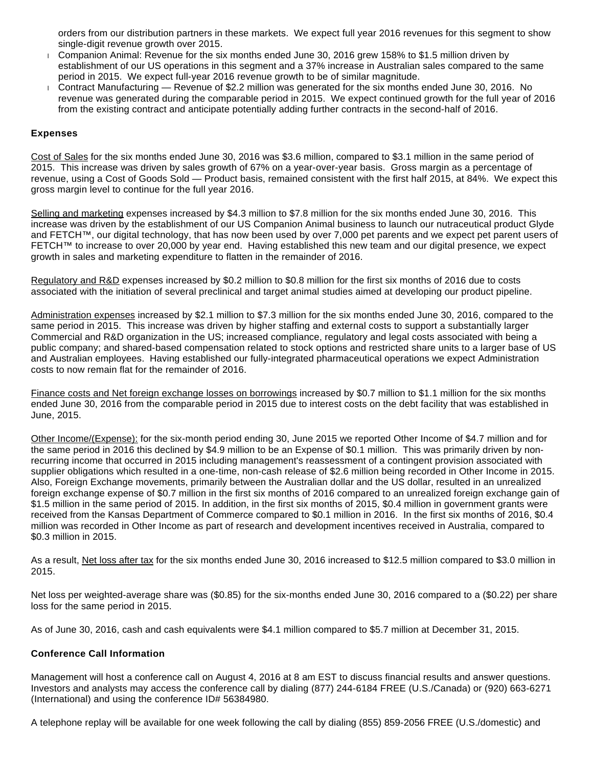orders from our distribution partners in these markets. We expect full year 2016 revenues for this segment to show single-digit revenue growth over 2015.

- Companion Animal: Revenue for the six months ended June 30, 2016 grew 158% to $1.5 million driven by establishment of our US operations in this segment and a 37% increase in Australian sales compared to the same period in 2015. We expect full-year 2016 revenue growth to be of similar magnitude.
- Contract Manufacturing — Revenue of $2.2 million was generated for the six months ended June 30, 2016. No revenue was generated during the comparable period in 2015. We expect continued growth for the full year of 2016 from the existing contract and anticipate potentially adding further contracts in the second-half of 2016.

**Expenses**

Cost of Sales for the six months ended June 30, 2016 was $3.6 million, compared to $3.1 million in the same period of 2015. This increase was driven by sales growth of 67% on a year-over-year basis. Gross margin as a percentage of revenue, using a Cost of Goods Sold — Product basis, remained consistent with the first half 2015, at 84%. We expect this gross margin level to continue for the full year 2016.

Selling and marketing expenses increased by $4.3 million to $7.8 million for the six months ended June 30, 2016. This increase was driven by the establishment of our US Companion Animal business to launch our nutraceutical product Glyde and FETCH™, our digital technology, that has now been used by over 7,000 pet parents and we expect pet parent users of FETCH™ to increase to over 20,000 by year end. Having established this new team and our digital presence, we expect growth in sales and marketing expenditure to flatten in the remainder of 2016.

Regulatory and R&D expenses increased by $0.2 million to $0.8 million for the first six months of 2016 due to costs associated with the initiation of several preclinical and target animal studies aimed at developing our product pipeline.

Administration expenses increased by $2.1 million to $7.3 million for the six months ended June 30, 2016, compared to the same period in 2015. This increase was driven by higher staffing and external costs to support a substantially larger Commercial and R&D organization in the US; increased compliance, regulatory and legal costs associated with being a public company; and shared-based compensation related to stock options and restricted share units to a larger base of US and Australian employees. Having established our fully-integrated pharmaceutical operations we expect Administration costs to now remain flat for the remainder of 2016.

Finance costs and Net foreign exchange losses on borrowings increased by $0.7 million to $1.1 million for the six months ended June 30, 2016 from the comparable period in 2015 due to interest costs on the debt facility that was established in June, 2015.

Other Income/(Expense): for the six-month period ending 30, June 2015 we reported Other Income of $4.7 million and for the same period in 2016 this declined by $4.9 million to be an Expense of $0.1 million. This was primarily driven by non-recurring income that occurred in 2015 including management's reassessment of a contingent provision associated with supplier obligations which resulted in a one-time, non-cash release of $2.6 million being recorded in Other Income in 2015. Also, Foreign Exchange movements, primarily between the Australian dollar and the US dollar, resulted in an unrealized foreign exchange expense of $0.7 million in the first six months of 2016 compared to an unrealized foreign exchange gain of $1.5 million in the same period of 2015. In addition, in the first six months of 2015, $0.4 million in government grants were received from the Kansas Department of Commerce compared to $0.1 million in 2016. In the first six months of 2016, $0.4 million was recorded in Other Income as part of research and development incentives received in Australia, compared to $0.3 million in 2015.

As a result, Net loss after tax for the six months ended June 30, 2016 increased to $12.5 million compared to $3.0 million in 2015.

Net loss per weighted-average share was ($0.85) for the six-months ended June 30, 2016 compared to a ($0.22) per share loss for the same period in 2015.

As of June 30, 2016, cash and cash equivalents were $4.1 million compared to $5.7 million at December 31, 2015.

**Conference Call Information**

Management will host a conference call on August 4, 2016 at 8 am EST to discuss financial results and answer questions. Investors and analysts may access the conference call by dialing (877) 244-6184 FREE (U.S./Canada) or (920) 663-6271 (International) and using the conference ID# 56384980.

A telephone replay will be available for one week following the call by dialing (855) 859-2056 FREE (U.S./domestic) and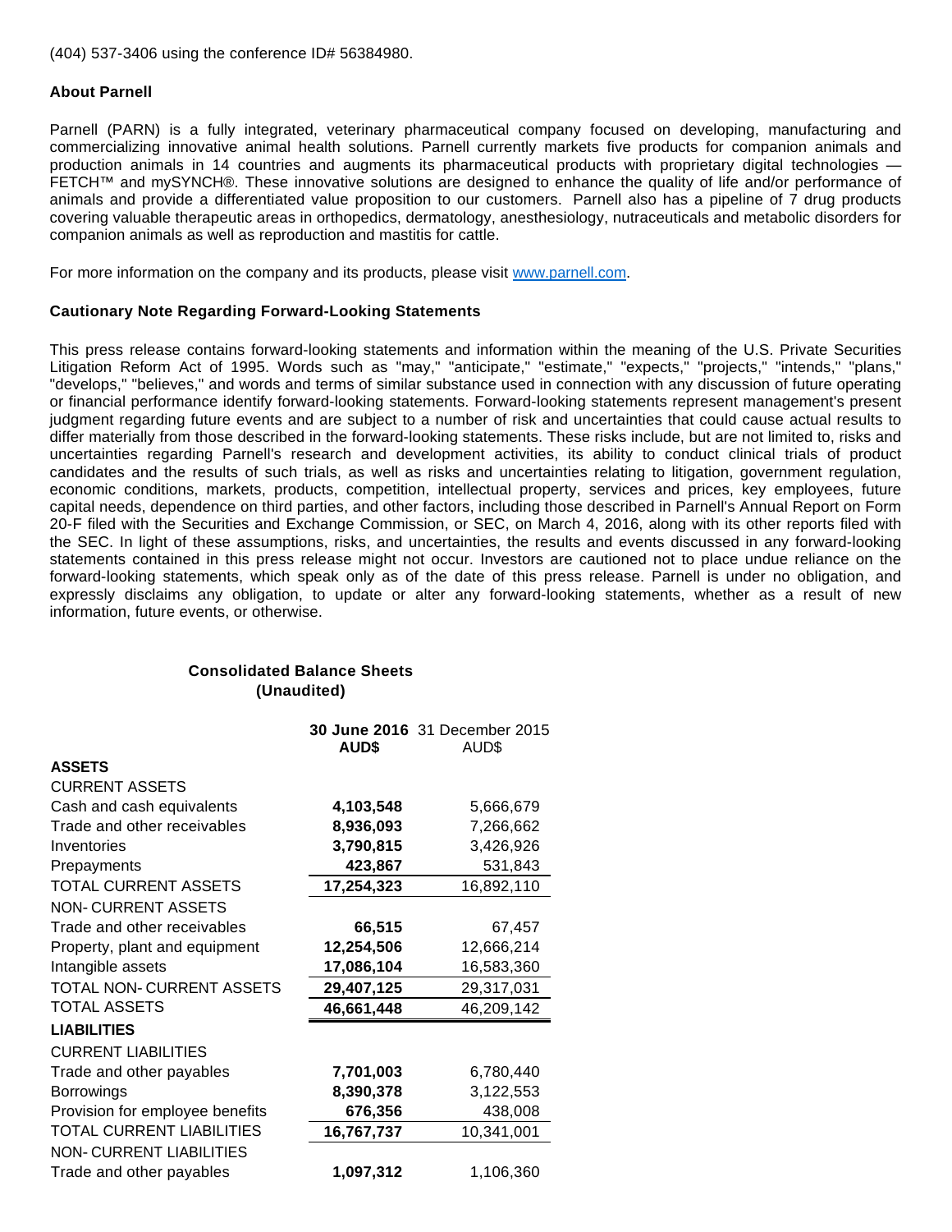(404) 537-3406 using the conference ID# 56384980.

**About Parnell**

Parnell (PARN) is a fully integrated, veterinary pharmaceutical company focused on developing, manufacturing and commercializing innovative animal health solutions. Parnell currently markets five products for companion animals and production animals in 14 countries and augments its pharmaceutical products with proprietary digital technologies — FETCH™ and mySYNCH®. These innovative solutions are designed to enhance the quality of life and/or performance of animals and provide a differentiated value proposition to our customers. Parnell also has a pipeline of 7 drug products covering valuable therapeutic areas in orthopedics, dermatology, anesthesiology, nutraceuticals and metabolic disorders for companion animals as well as reproduction and mastitis for cattle.

For more information on the company and its products, please visit www.parnell.com.

**Cautionary Note Regarding Forward-Looking Statements**

This press release contains forward-looking statements and information within the meaning of the U.S. Private Securities Litigation Reform Act of 1995. Words such as "may," "anticipate," "estimate," "expects," "projects," "intends," "plans," "develops," "believes," and words and terms of similar substance used in connection with any discussion of future operating or financial performance identify forward-looking statements. Forward-looking statements represent management's present judgment regarding future events and are subject to a number of risk and uncertainties that could cause actual results to differ materially from those described in the forward-looking statements. These risks include, but are not limited to, risks and uncertainties regarding Parnell's research and development activities, its ability to conduct clinical trials of product candidates and the results of such trials, as well as risks and uncertainties relating to litigation, government regulation, economic conditions, markets, products, competition, intellectual property, services and prices, key employees, future capital needs, dependence on third parties, and other factors, including those described in Parnell's Annual Report on Form 20-F filed with the Securities and Exchange Commission, or SEC, on March 4, 2016, along with its other reports filed with the SEC. In light of these assumptions, risks, and uncertainties, the results and events discussed in any forward-looking statements contained in this press release might not occur. Investors are cautioned not to place undue reliance on the forward-looking statements, which speak only as of the date of this press release. Parnell is under no obligation, and expressly disclaims any obligation, to update or alter any forward-looking statements, whether as a result of new information, future events, or otherwise.

**Consolidated Balance Sheets**
**(Unaudited)**

| | **30 June 2016 AUD$** | 31 December 2015 AUD$ |
|---|---|---|
| **ASSETS** | | |
| CURRENT ASSETS | | |
| Cash and cash equivalents | **4,103,548** | 5,666,679 |
| Trade and other receivables | **8,936,093** | 7,266,662 |
| Inventories | **3,790,815** | 3,426,926 |
| Prepayments | **423,867** | 531,843 |
| TOTAL CURRENT ASSETS | **17,254,323** | 16,892,110 |
| NON- CURRENT ASSETS | | |
| Trade and other receivables | **66,515** | 67,457 |
| Property, plant and equipment | **12,254,506** | 12,666,214 |
| Intangible assets | **17,086,104** | 16,583,360 |
| TOTAL NON- CURRENT ASSETS | **29,407,125** | 29,317,031 |
| TOTAL ASSETS | **46,661,448** | 46,209,142 |
| **LIABILITIES** | | |
| CURRENT LIABILITIES | | |
| Trade and other payables | **7,701,003** | 6,780,440 |
| Borrowings | **8,390,378** | 3,122,553 |
| Provision for employee benefits | **676,356** | 438,008 |
| TOTAL CURRENT LIABILITIES | **16,767,737** | 10,341,001 |
| NON- CURRENT LIABILITIES | | |
| Trade and other payables | **1,097,312** | 1,106,360 |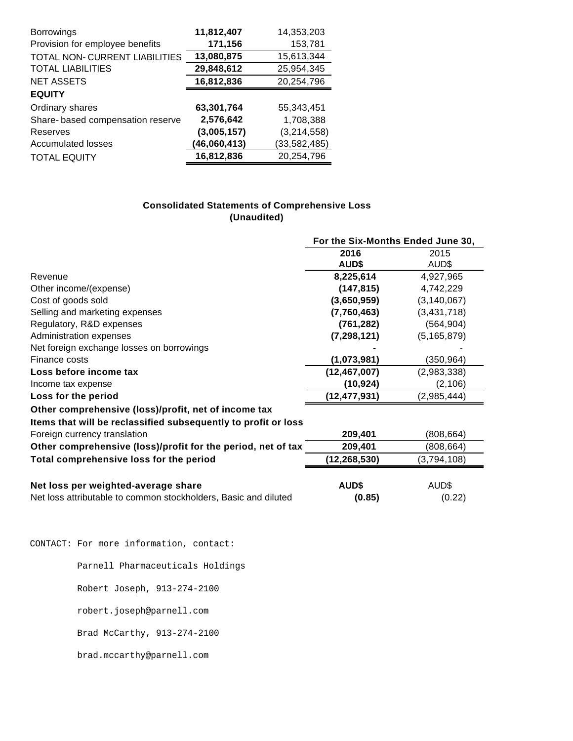| | | |
|---|---|---|
| Borrowings | **11,812,407** | 14,353,203 |
| Provision for employee benefits | **171,156** | 153,781 |
| TOTAL NON- CURRENT LIABILITIES | **13,080,875** | 15,613,344 |
| TOTAL LIABILITIES | **29,848,612** | 25,954,345 |
| NET ASSETS | **16,812,836** | 20,254,796 |
| **EQUITY** | | |
| Ordinary shares | **63,301,764** | 55,343,451 |
| Share- based compensation reserve | **2,576,642** | 1,708,388 |
| Reserves | **(3,005,157)** | (3,214,558) |
| Accumulated losses | **(46,060,413)** | (33,582,485) |
| TOTAL EQUITY | **16,812,836** | 20,254,796 |

**Consolidated Statements of Comprehensive Loss**
**(Unaudited)**

| | For the Six-Months Ended June 30, | |
|---|---|---|
| | **2016** | 2015 |
| | **AUD$** | AUD$ |
| Revenue | **8,225,614** | 4,927,965 |
| Other income/(expense) | **(147,815)** | 4,742,229 |
| Cost of goods sold | **(3,650,959)** | (3,140,067) |
| Selling and marketing expenses | **(7,760,463)** | (3,431,718) |
| Regulatory, R&D expenses | **(761,282)** | (564,904) |
| Administration expenses | **(7,298,121)** | (5,165,879) |
| Net foreign exchange losses on borrowings | **-** | - |
| Finance costs | **(1,073,981)** | (350,964) |
| **Loss before income tax** | **(12,467,007)** | (2,983,338) |
| Income tax expense | **(10,924)** | (2,106) |
| **Loss for the period** | **(12,477,931)** | (2,985,444) |
| **Other comprehensive (loss)/profit, net of income tax** | | |
| **Items that will be reclassified subsequently to profit or loss** | | |
| Foreign currency translation | **209,401** | (808,664) |
| **Other comprehensive (loss)/profit for the period, net of tax** | **209,401** | (808,664) |
| **Total comprehensive loss for the period** | **(12,268,530)** | (3,794,108) |
| | | |
| **Net loss per weighted-average share** | **AUD$** | AUD$ |
| Net loss attributable to common stockholders, Basic and diluted | **(0.85)** | (0.22) |

CONTACT: For more information, contact:

Parnell Pharmaceuticals Holdings

Robert Joseph, 913-274-2100

robert.joseph@parnell.com

Brad McCarthy, 913-274-2100

brad.mccarthy@parnell.com